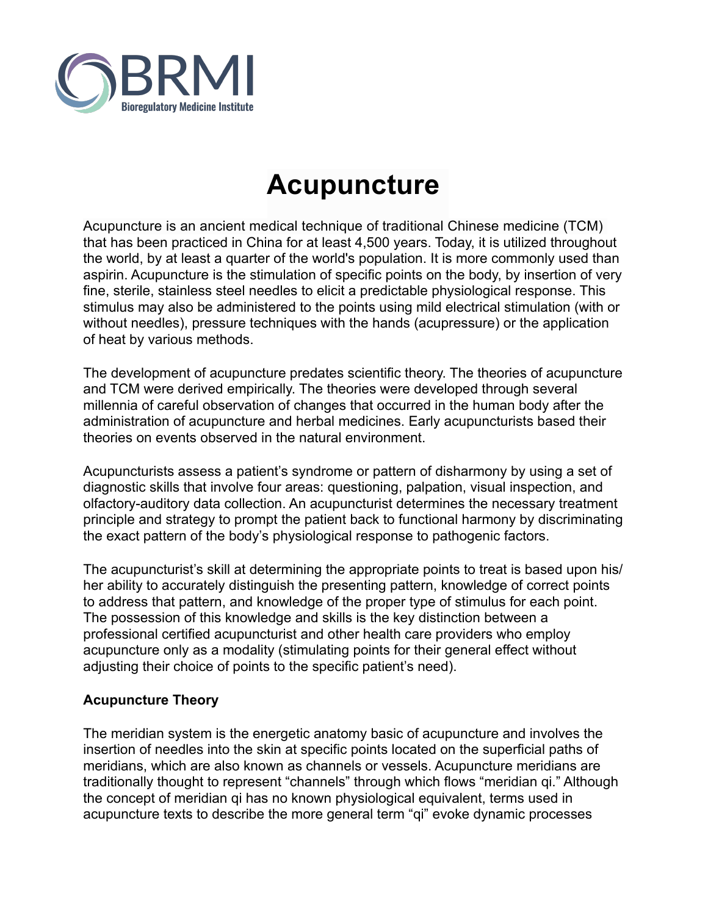BRMI
Bioregulatory Medicine Institute

# Acupuncture

Acupuncture is an ancient medical technique of traditional Chinese medicine (TCM) that has been practiced in China for at least 4,500 years. Today, it is utilized throughout the world, by at least a quarter of the world's population. It is more commonly used than aspirin. Acupuncture is the stimulation of specific points on the body, by insertion of very fine, sterile, stainless steel needles to elicit a predictable physiological response. This stimulus may also be administered to the points using mild electrical stimulation (with or without needles), pressure techniques with the hands (acupressure) or the application of heat by various methods.

The development of acupuncture predates scientific theory. The theories of acupuncture and TCM were derived empirically. The theories were developed through several millennia of careful observation of changes that occurred in the human body after the administration of acupuncture and herbal medicines. Early acupuncturists based their theories on events observed in the natural environment.

Acupuncturists assess a patient's syndrome or pattern of disharmony by using a set of diagnostic skills that involve four areas: questioning, palpation, visual inspection, and olfactory-auditory data collection. An acupuncturist determines the necessary treatment principle and strategy to prompt the patient back to functional harmony by discriminating the exact pattern of the body's physiological response to pathogenic factors.

The acupuncturist's skill at determining the appropriate points to treat is based upon his/her ability to accurately distinguish the presenting pattern, knowledge of correct points to address that pattern, and knowledge of the proper type of stimulus for each point. The possession of this knowledge and skills is the key distinction between a professional certified acupuncturist and other health care providers who employ acupuncture only as a modality (stimulating points for their general effect without adjusting their choice of points to the specific patient's need).

**Acupuncture Theory**

The meridian system is the energetic anatomy basic of acupuncture and involves the insertion of needles into the skin at specific points located on the superficial paths of meridians, which are also known as channels or vessels. Acupuncture meridians are traditionally thought to represent "channels" through which flows "meridian qi." Although the concept of meridian qi has no known physiological equivalent, terms used in acupuncture texts to describe the more general term "qi" evoke dynamic processes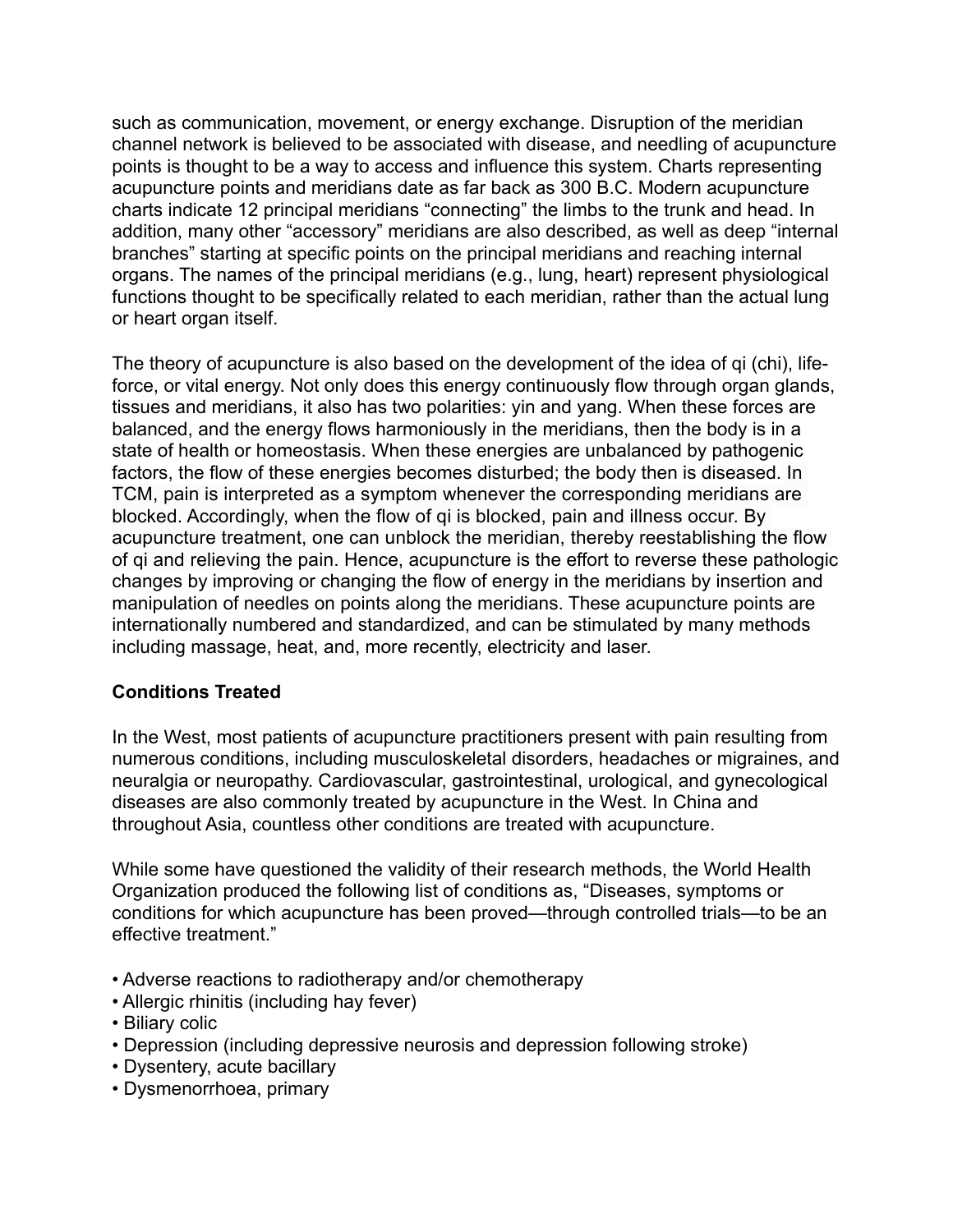such as communication, movement, or energy exchange. Disruption of the meridian channel network is believed to be associated with disease, and needling of acupuncture points is thought to be a way to access and influence this system. Charts representing acupuncture points and meridians date as far back as 300 B.C. Modern acupuncture charts indicate 12 principal meridians “connecting” the limbs to the trunk and head. In addition, many other “accessory” meridians are also described, as well as deep “internal branches” starting at specific points on the principal meridians and reaching internal organs. The names of the principal meridians (e.g., lung, heart) represent physiological functions thought to be specifically related to each meridian, rather than the actual lung or heart organ itself.

The theory of acupuncture is also based on the development of the idea of qi (chi), life-force, or vital energy. Not only does this energy continuously flow through organ glands, tissues and meridians, it also has two polarities: yin and yang. When these forces are balanced, and the energy flows harmoniously in the meridians, then the body is in a state of health or homeostasis. When these energies are unbalanced by pathogenic factors, the flow of these energies becomes disturbed; the body then is diseased. In TCM, pain is interpreted as a symptom whenever the corresponding meridians are blocked. Accordingly, when the flow of qi is blocked, pain and illness occur. By acupuncture treatment, one can unblock the meridian, thereby reestablishing the flow of qi and relieving the pain. Hence, acupuncture is the effort to reverse these pathologic changes by improving or changing the flow of energy in the meridians by insertion and manipulation of needles on points along the meridians. These acupuncture points are internationally numbered and standardized, and can be stimulated by many methods including massage, heat, and, more recently, electricity and laser.

**Conditions Treated**

In the West, most patients of acupuncture practitioners present with pain resulting from numerous conditions, including musculoskeletal disorders, headaches or migraines, and neuralgia or neuropathy. Cardiovascular, gastrointestinal, urological, and gynecological diseases are also commonly treated by acupuncture in the West. In China and throughout Asia, countless other conditions are treated with acupuncture.

While some have questioned the validity of their research methods, the World Health Organization produced the following list of conditions as, “Diseases, symptoms or conditions for which acupuncture has been proved—through controlled trials—to be an effective treatment.”

- Adverse reactions to radiotherapy and/or chemotherapy
- Allergic rhinitis (including hay fever)
- Biliary colic
- Depression (including depressive neurosis and depression following stroke)
- Dysentery, acute bacillary
- Dysmenorrhoea, primary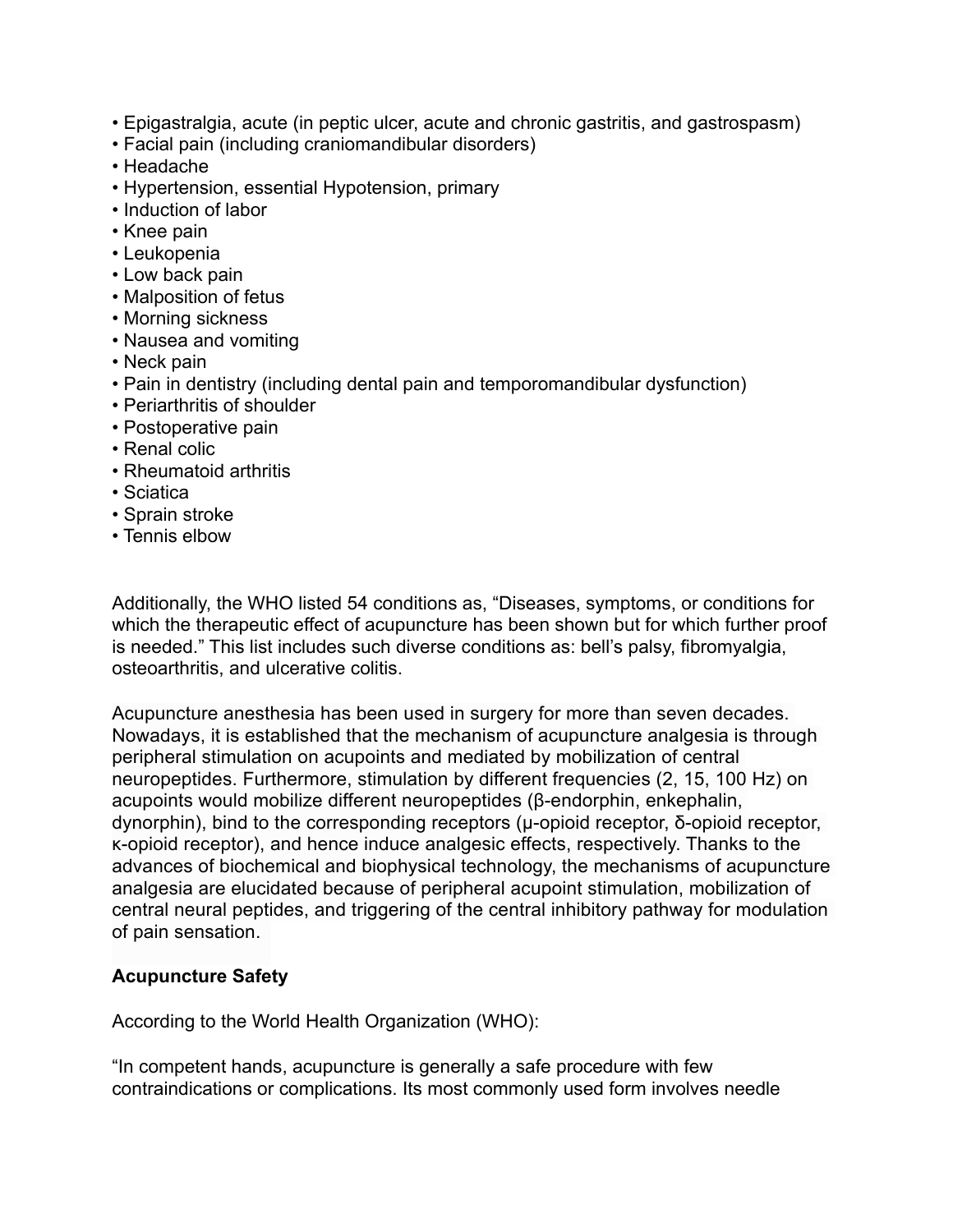- Epigastralgia, acute (in peptic ulcer, acute and chronic gastritis, and gastrospasm)
- Facial pain (including craniomandibular disorders)
- Headache
- Hypertension, essential Hypotension, primary
- Induction of labor
- Knee pain
- Leukopenia
- Low back pain
- Malposition of fetus
- Morning sickness
- Nausea and vomiting
- Neck pain
- Pain in dentistry (including dental pain and temporomandibular dysfunction)
- Periarthritis of shoulder
- Postoperative pain
- Renal colic
- Rheumatoid arthritis
- Sciatica
- Sprain stroke
- Tennis elbow

Additionally, the WHO listed 54 conditions as, "Diseases, symptoms, or conditions for which the therapeutic effect of acupuncture has been shown but for which further proof is needed." This list includes such diverse conditions as: bell's palsy, fibromyalgia, osteoarthritis, and ulcerative colitis.

Acupuncture anesthesia has been used in surgery for more than seven decades. Nowadays, it is established that the mechanism of acupuncture analgesia is through peripheral stimulation on acupoints and mediated by mobilization of central neuropeptides. Furthermore, stimulation by different frequencies (2, 15, 100 Hz) on acupoints would mobilize different neuropeptides (β-endorphin, enkephalin, dynorphin), bind to the corresponding receptors (μ-opioid receptor, δ-opioid receptor, κ-opioid receptor), and hence induce analgesic effects, respectively. Thanks to the advances of biochemical and biophysical technology, the mechanisms of acupuncture analgesia are elucidated because of peripheral acupoint stimulation, mobilization of central neural peptides, and triggering of the central inhibitory pathway for modulation of pain sensation.

**Acupuncture Safety**

According to the World Health Organization (WHO):

"In competent hands, acupuncture is generally a safe procedure with few contraindications or complications. Its most commonly used form involves needle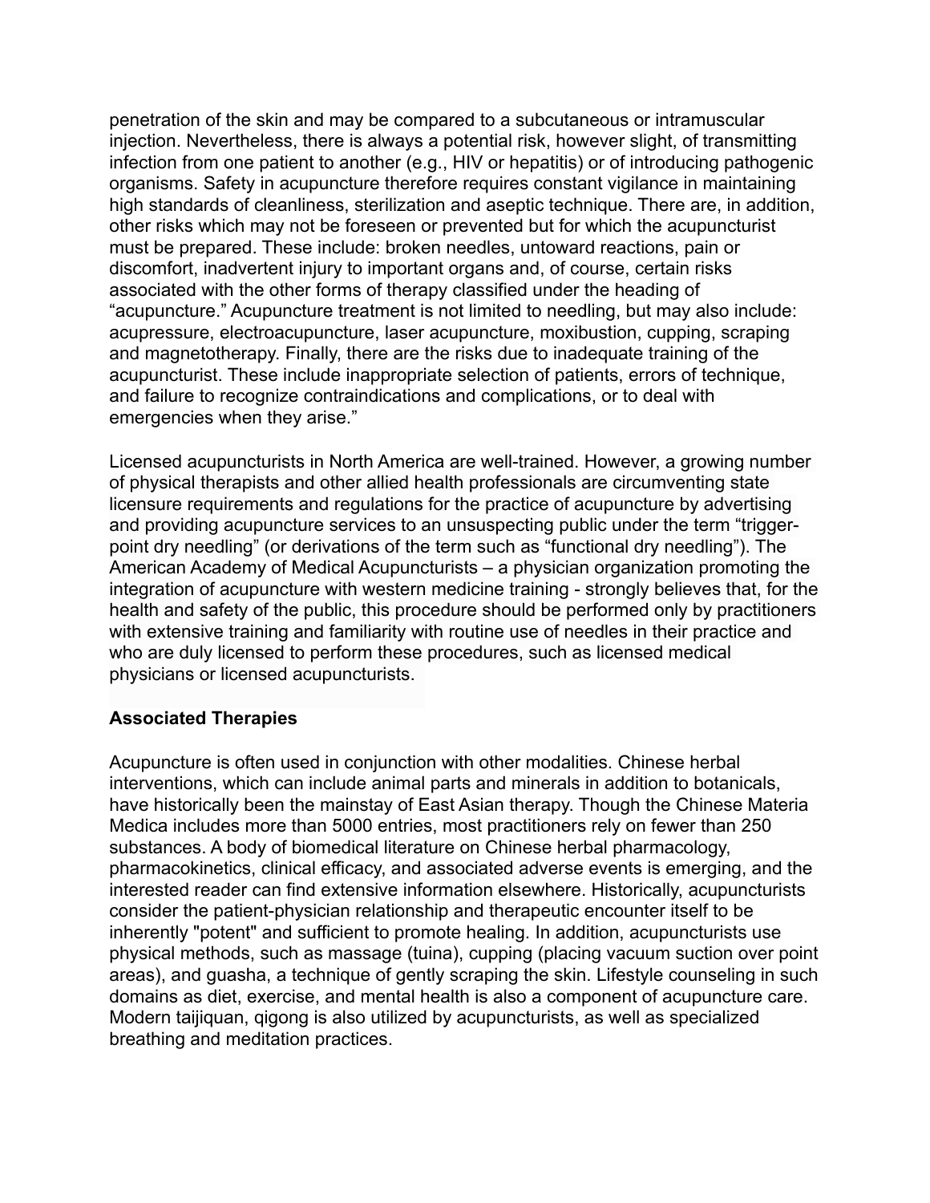penetration of the skin and may be compared to a subcutaneous or intramuscular injection. Nevertheless, there is always a potential risk, however slight, of transmitting infection from one patient to another (e.g., HIV or hepatitis) or of introducing pathogenic organisms. Safety in acupuncture therefore requires constant vigilance in maintaining high standards of cleanliness, sterilization and aseptic technique. There are, in addition, other risks which may not be foreseen or prevented but for which the acupuncturist must be prepared. These include: broken needles, untoward reactions, pain or discomfort, inadvertent injury to important organs and, of course, certain risks associated with the other forms of therapy classified under the heading of "acupuncture." Acupuncture treatment is not limited to needling, but may also include: acupressure, electroacupuncture, laser acupuncture, moxibustion, cupping, scraping and magnetotherapy. Finally, there are the risks due to inadequate training of the acupuncturist. These include inappropriate selection of patients, errors of technique, and failure to recognize contraindications and complications, or to deal with emergencies when they arise."

Licensed acupuncturists in North America are well-trained. However, a growing number of physical therapists and other allied health professionals are circumventing state licensure requirements and regulations for the practice of acupuncture by advertising and providing acupuncture services to an unsuspecting public under the term "trigger-point dry needling" (or derivations of the term such as "functional dry needling"). The American Academy of Medical Acupuncturists – a physician organization promoting the integration of acupuncture with western medicine training - strongly believes that, for the health and safety of the public, this procedure should be performed only by practitioners with extensive training and familiarity with routine use of needles in their practice and who are duly licensed to perform these procedures, such as licensed medical physicians or licensed acupuncturists.

**Associated Therapies**

Acupuncture is often used in conjunction with other modalities. Chinese herbal interventions, which can include animal parts and minerals in addition to botanicals, have historically been the mainstay of East Asian therapy. Though the Chinese Materia Medica includes more than 5000 entries, most practitioners rely on fewer than 250 substances. A body of biomedical literature on Chinese herbal pharmacology, pharmacokinetics, clinical efficacy, and associated adverse events is emerging, and the interested reader can find extensive information elsewhere. Historically, acupuncturists consider the patient-physician relationship and therapeutic encounter itself to be inherently "potent" and sufficient to promote healing. In addition, acupuncturists use physical methods, such as massage (tuina), cupping (placing vacuum suction over point areas), and guasha, a technique of gently scraping the skin. Lifestyle counseling in such domains as diet, exercise, and mental health is also a component of acupuncture care. Modern taijiquan, qigong is also utilized by acupuncturists, as well as specialized breathing and meditation practices.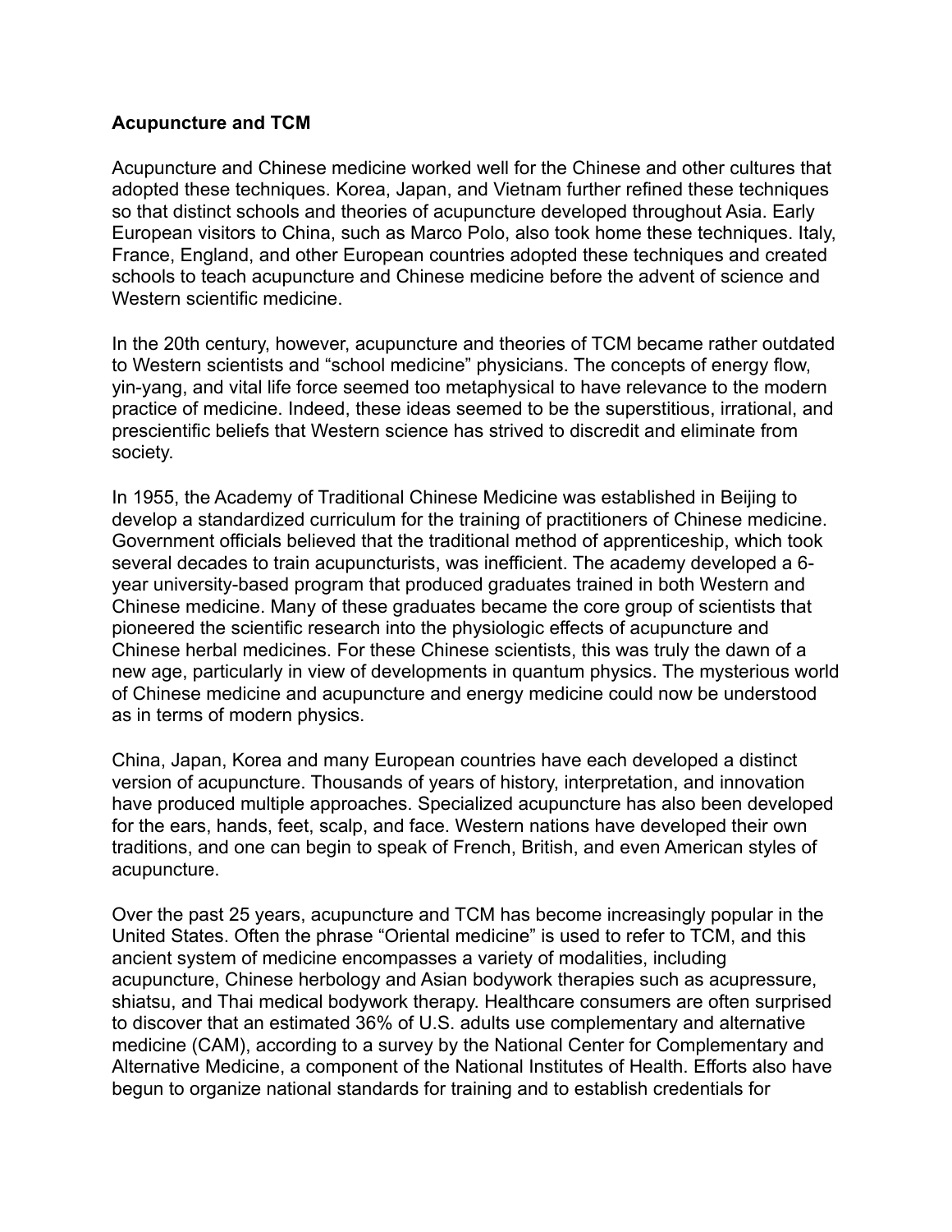**Acupuncture and TCM**

Acupuncture and Chinese medicine worked well for the Chinese and other cultures that adopted these techniques. Korea, Japan, and Vietnam further refined these techniques so that distinct schools and theories of acupuncture developed throughout Asia. Early European visitors to China, such as Marco Polo, also took home these techniques. Italy, France, England, and other European countries adopted these techniques and created schools to teach acupuncture and Chinese medicine before the advent of science and Western scientific medicine.

In the 20th century, however, acupuncture and theories of TCM became rather outdated to Western scientists and "school medicine" physicians. The concepts of energy flow, yin-yang, and vital life force seemed too metaphysical to have relevance to the modern practice of medicine. Indeed, these ideas seemed to be the superstitious, irrational, and prescientific beliefs that Western science has strived to discredit and eliminate from society.

In 1955, the Academy of Traditional Chinese Medicine was established in Beijing to develop a standardized curriculum for the training of practitioners of Chinese medicine. Government officials believed that the traditional method of apprenticeship, which took several decades to train acupuncturists, was inefficient. The academy developed a 6-year university-based program that produced graduates trained in both Western and Chinese medicine. Many of these graduates became the core group of scientists that pioneered the scientific research into the physiologic effects of acupuncture and Chinese herbal medicines. For these Chinese scientists, this was truly the dawn of a new age, particularly in view of developments in quantum physics. The mysterious world of Chinese medicine and acupuncture and energy medicine could now be understood as in terms of modern physics.

China, Japan, Korea and many European countries have each developed a distinct version of acupuncture. Thousands of years of history, interpretation, and innovation have produced multiple approaches. Specialized acupuncture has also been developed for the ears, hands, feet, scalp, and face. Western nations have developed their own traditions, and one can begin to speak of French, British, and even American styles of acupuncture.

Over the past 25 years, acupuncture and TCM has become increasingly popular in the United States. Often the phrase "Oriental medicine" is used to refer to TCM, and this ancient system of medicine encompasses a variety of modalities, including acupuncture, Chinese herbology and Asian bodywork therapies such as acupressure, shiatsu, and Thai medical bodywork therapy. Healthcare consumers are often surprised to discover that an estimated 36% of U.S. adults use complementary and alternative medicine (CAM), according to a survey by the National Center for Complementary and Alternative Medicine, a component of the National Institutes of Health. Efforts also have begun to organize national standards for training and to establish credentials for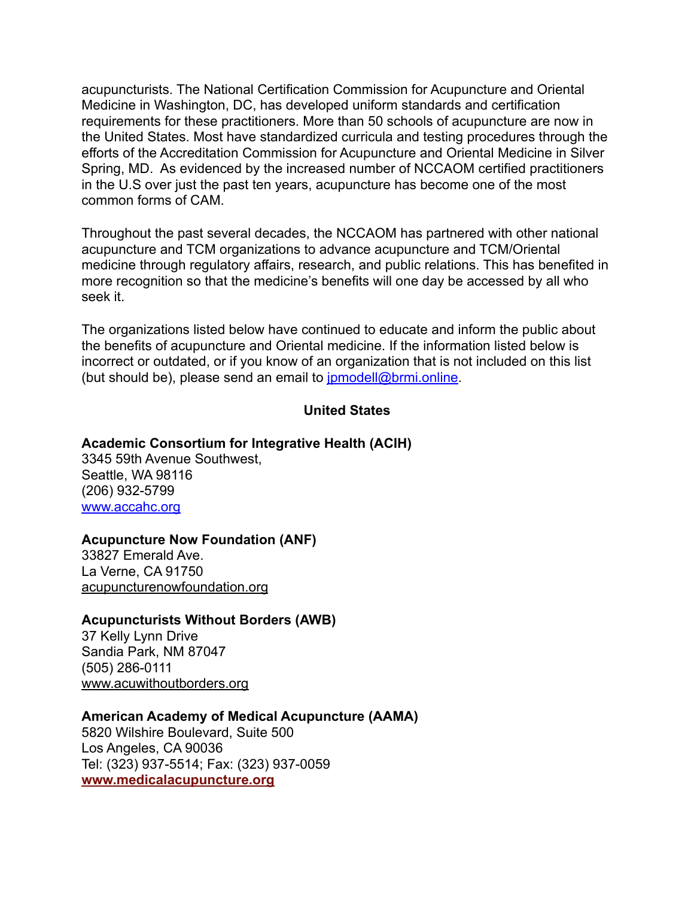acupuncturists. The National Certification Commission for Acupuncture and Oriental Medicine in Washington, DC, has developed uniform standards and certification requirements for these practitioners. More than 50 schools of acupuncture are now in the United States. Most have standardized curricula and testing procedures through the efforts of the Accreditation Commission for Acupuncture and Oriental Medicine in Silver Spring, MD. As evidenced by the increased number of NCCAOM certified practitioners in the U.S over just the past ten years, acupuncture has become one of the most common forms of CAM.

Throughout the past several decades, the NCCAOM has partnered with other national acupuncture and TCM organizations to advance acupuncture and TCM/Oriental medicine through regulatory affairs, research, and public relations. This has benefited in more recognition so that the medicine's benefits will one day be accessed by all who seek it.

The organizations listed below have continued to educate and inform the public about the benefits of acupuncture and Oriental medicine. If the information listed below is incorrect or outdated, or if you know of an organization that is not included on this list (but should be), please send an email to [jpmodell@brmi.online](mailto:jpmodell@brmi.online).

## United States

**Academic Consortium for Integrative Health (ACIH)**
3345 59th Avenue Southwest,
Seattle, WA 98116
(206) 932-5799
[www.accahc.org](http://www.accahc.org)

**Acupuncture Now Foundation (ANF)**
33827 Emerald Ave.
La Verne, CA 91750
acupuncturenowfoundation.org

**Acupuncturists Without Borders (AWB)**
37 Kelly Lynn Drive
Sandia Park, NM 87047
(505) 286-0111
www.acuwithoutborders.org

**American Academy of Medical Acupuncture (AAMA)**
5820 Wilshire Boulevard, Suite 500
Los Angeles, CA 90036
Tel: (323) 937-5514; Fax: (323) 937-0059
**[www.medicalacupuncture.org](http://www.medicalacupuncture.org)**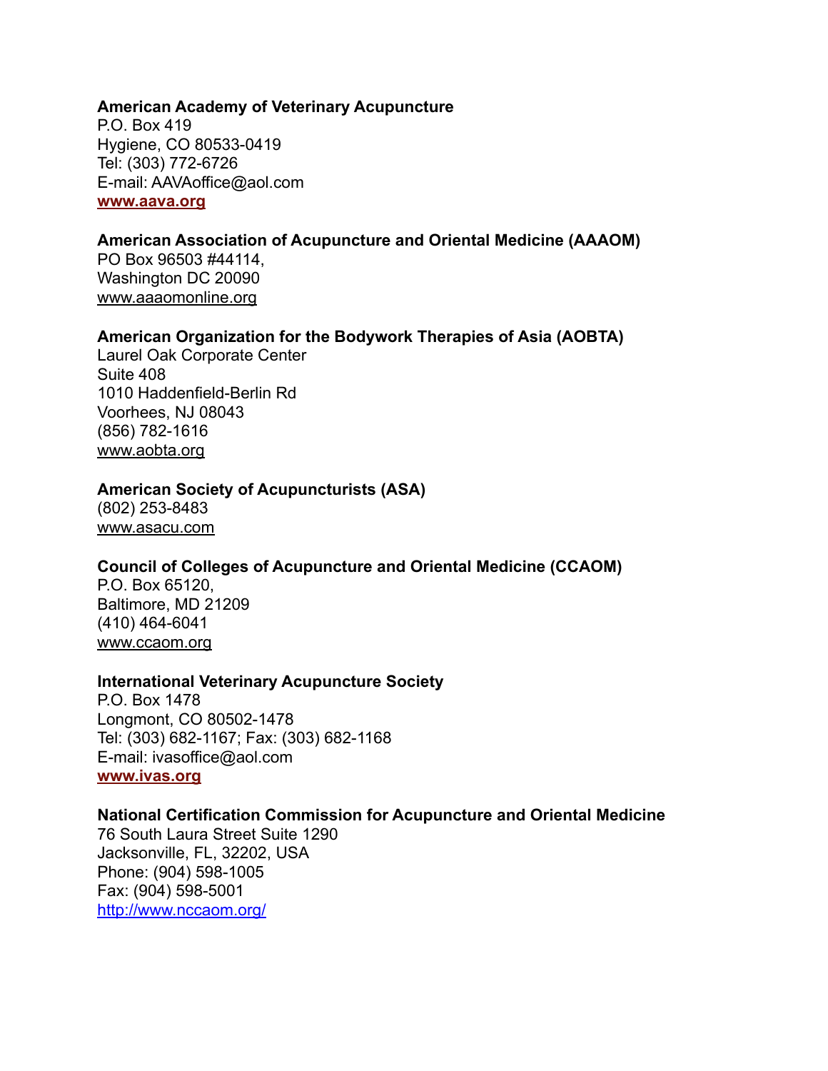**American Academy of Veterinary Acupuncture**
P.O. Box 419
Hygiene, CO 80533-0419
Tel: (303) 772-6726
E-mail: AAVAoffice@aol.com
**www.aava.org**

**American Association of Acupuncture and Oriental Medicine (AAAOM)**
PO Box 96503 #44114,
Washington DC 20090
www.aaaomonline.org

**American Organization for the Bodywork Therapies of Asia (AOBTA)**
Laurel Oak Corporate Center
Suite 408
1010 Haddenfield-Berlin Rd
Voorhees, NJ 08043
(856) 782-1616
www.aobta.org

**American Society of Acupuncturists (ASA)**
(802) 253-8483
www.asacu.com

**Council of Colleges of Acupuncture and Oriental Medicine (CCAOM)**
P.O. Box 65120,
Baltimore, MD 21209
(410) 464-6041
www.ccaom.org

**International Veterinary Acupuncture Society**
P.O. Box 1478
Longmont, CO 80502-1478
Tel: (303) 682-1167; Fax: (303) 682-1168
E-mail: ivasoffice@aol.com
**www.ivas.org**

**National Certification Commission for Acupuncture and Oriental Medicine**
76 South Laura Street Suite 1290
Jacksonville, FL, 32202, USA
Phone: (904) 598-1005
Fax: (904) 598-5001
http://www.nccaom.org/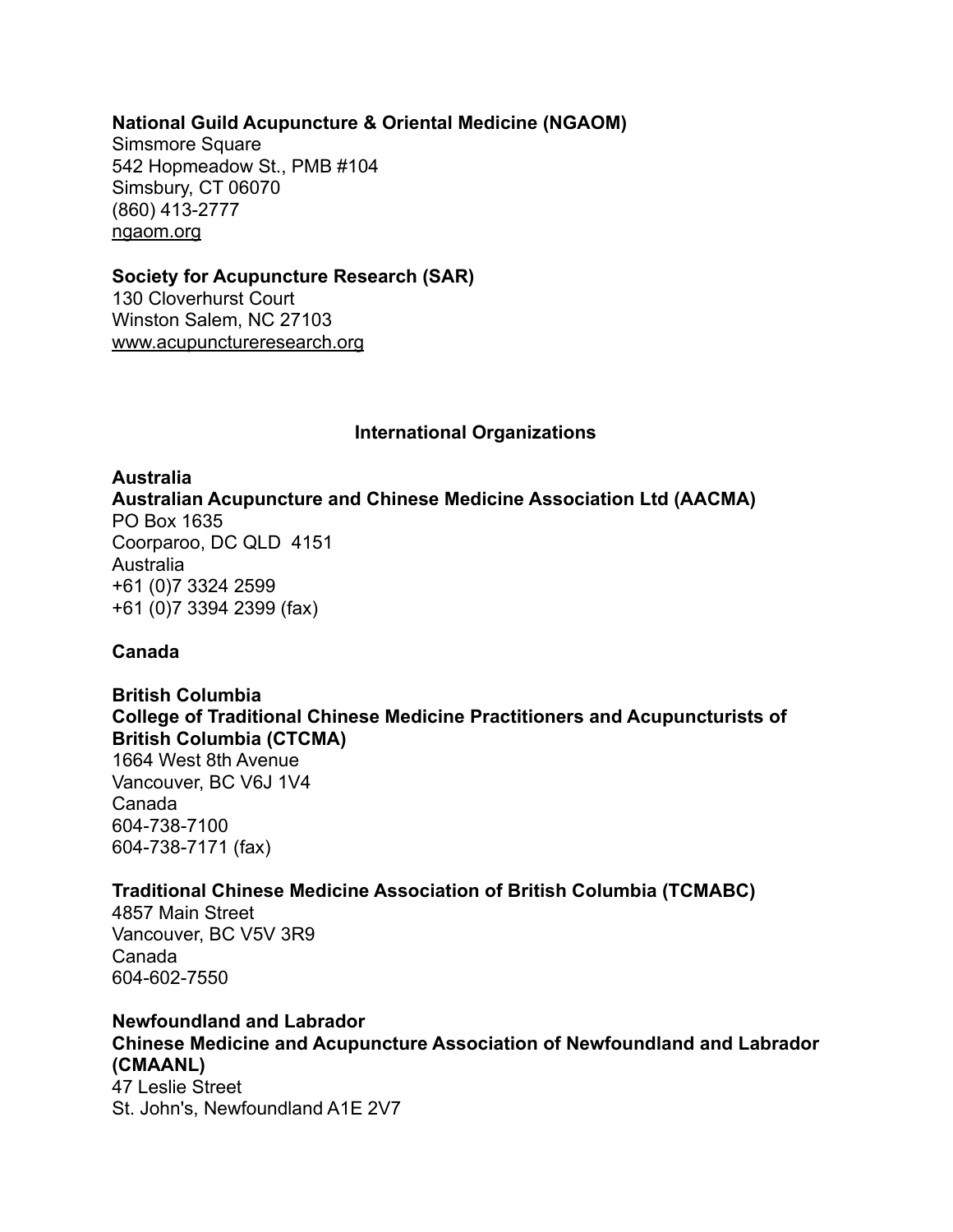**National Guild Acupuncture & Oriental Medicine (NGAOM)**
Simsmore Square
542 Hopmeadow St., PMB #104
Simsbury, CT 06070
(860) 413-2777
ngaom.org

**Society for Acupuncture Research (SAR)**
130 Cloverhurst Court
Winston Salem, NC 27103
www.acupunctureresearch.org

## International Organizations

**Australia**
**Australian Acupuncture and Chinese Medicine Association Ltd (AACMA)**
PO Box 1635
Coorparoo, DC QLD 4151
Australia
+61 (0)7 3324 2599
+61 (0)7 3394 2399 (fax)

**Canada**

**British Columbia**
**College of Traditional Chinese Medicine Practitioners and Acupuncturists of British Columbia (CTCMA)**
1664 West 8th Avenue
Vancouver, BC V6J 1V4
Canada
604-738-7100
604-738-7171 (fax)

**Traditional Chinese Medicine Association of British Columbia (TCMABC)**
4857 Main Street
Vancouver, BC V5V 3R9
Canada
604-602-7550

**Newfoundland and Labrador**
**Chinese Medicine and Acupuncture Association of Newfoundland and Labrador (CMAANL)**
47 Leslie Street
St. John's, Newfoundland A1E 2V7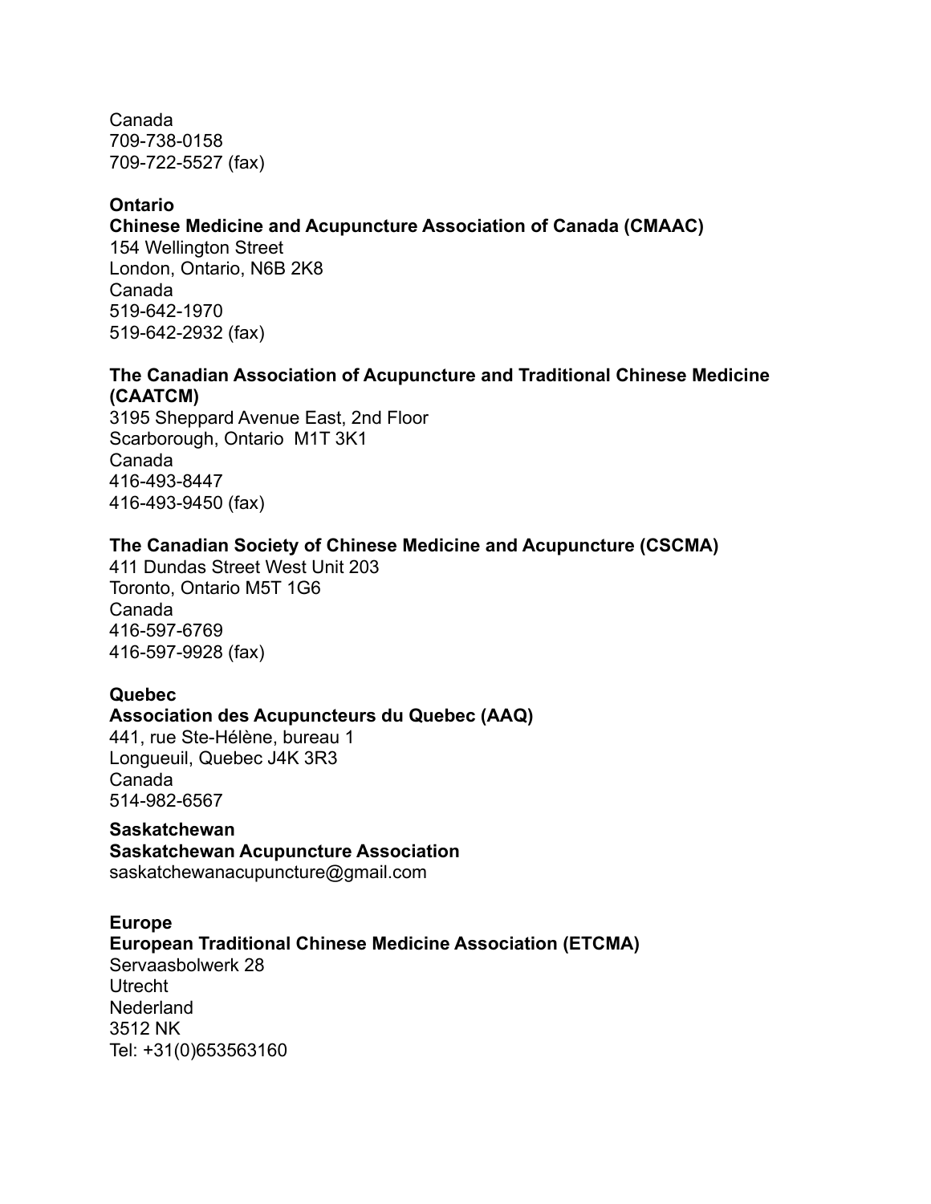Canada
709-738-0158
709-722-5527 (fax)

**Ontario**
**Chinese Medicine and Acupuncture Association of Canada (CMAAC)**
154 Wellington Street
London, Ontario, N6B 2K8
Canada
519-642-1970
519-642-2932 (fax)

**The Canadian Association of Acupuncture and Traditional Chinese Medicine (CAATCM)**
3195 Sheppard Avenue East, 2nd Floor
Scarborough, Ontario M1T 3K1
Canada
416-493-8447
416-493-9450 (fax)

**The Canadian Society of Chinese Medicine and Acupuncture (CSCMA)**
411 Dundas Street West Unit 203
Toronto, Ontario M5T 1G6
Canada
416-597-6769
416-597-9928 (fax)

**Quebec**
**Association des Acupuncteurs du Quebec (AAQ)**
441, rue Ste-Hélène, bureau 1
Longueuil, Quebec J4K 3R3
Canada
514-982-6567

**Saskatchewan**
**Saskatchewan Acupuncture Association**
saskatchewanacupuncture@gmail.com

**Europe**
**European Traditional Chinese Medicine Association (ETCMA)**
Servaasbolwerk 28
Utrecht
Nederland
3512 NK
Tel: +31(0)653563160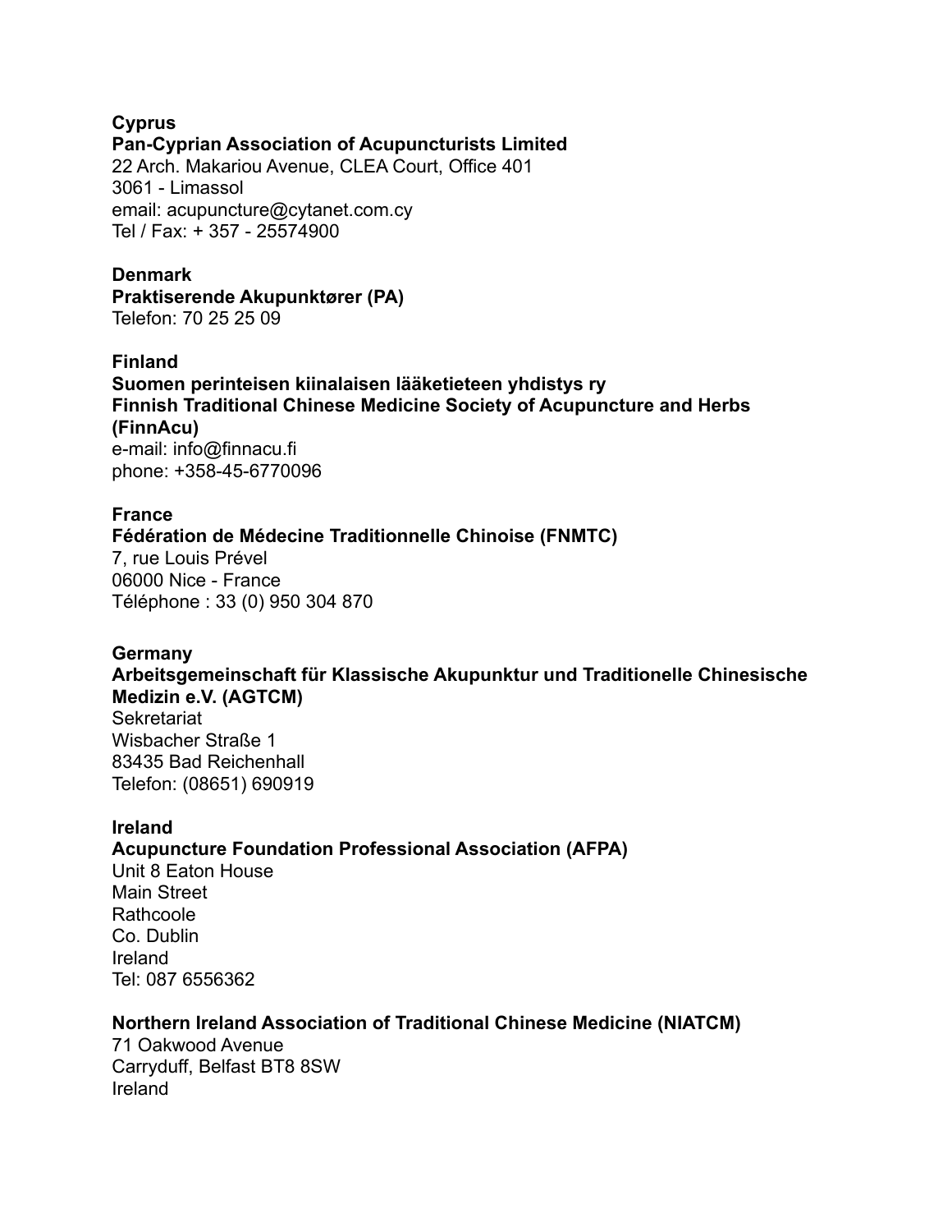**Cyprus**
**Pan-Cyprian Association of Acupuncturists Limited**
22 Arch. Makariou Avenue, CLEA Court, Office 401
3061 - Limassol
email: acupuncture@cytanet.com.cy
Tel / Fax: + 357 - 25574900

**Denmark**
**Praktiserende Akupunktører (PA)**
Telefon: 70 25 25 09

**Finland**
**Suomen perinteisen kiinalaisen lääketieteen yhdistys ry**
**Finnish Traditional Chinese Medicine Society of Acupuncture and Herbs (FinnAcu)**
e-mail: info@finnacu.fi
phone: +358-45-6770096

**France**
**Fédération de Médecine Traditionnelle Chinoise (FNMTC)**
7, rue Louis Prével
06000 Nice - France
Téléphone : 33 (0) 950 304 870

**Germany**
**Arbeitsgemeinschaft für Klassische Akupunktur und Traditionelle Chinesische Medizin e.V. (AGTCM)**
Sekretariat
Wisbacher Straße 1
83435 Bad Reichenhall
Telefon: (08651) 690919

**Ireland**
**Acupuncture Foundation Professional Association (AFPA)**
Unit 8 Eaton House
Main Street
Rathcoole
Co. Dublin
Ireland
Tel: 087 6556362

**Northern Ireland Association of Traditional Chinese Medicine (NIATCM)**
71 Oakwood Avenue
Carryduff, Belfast BT8 8SW
Ireland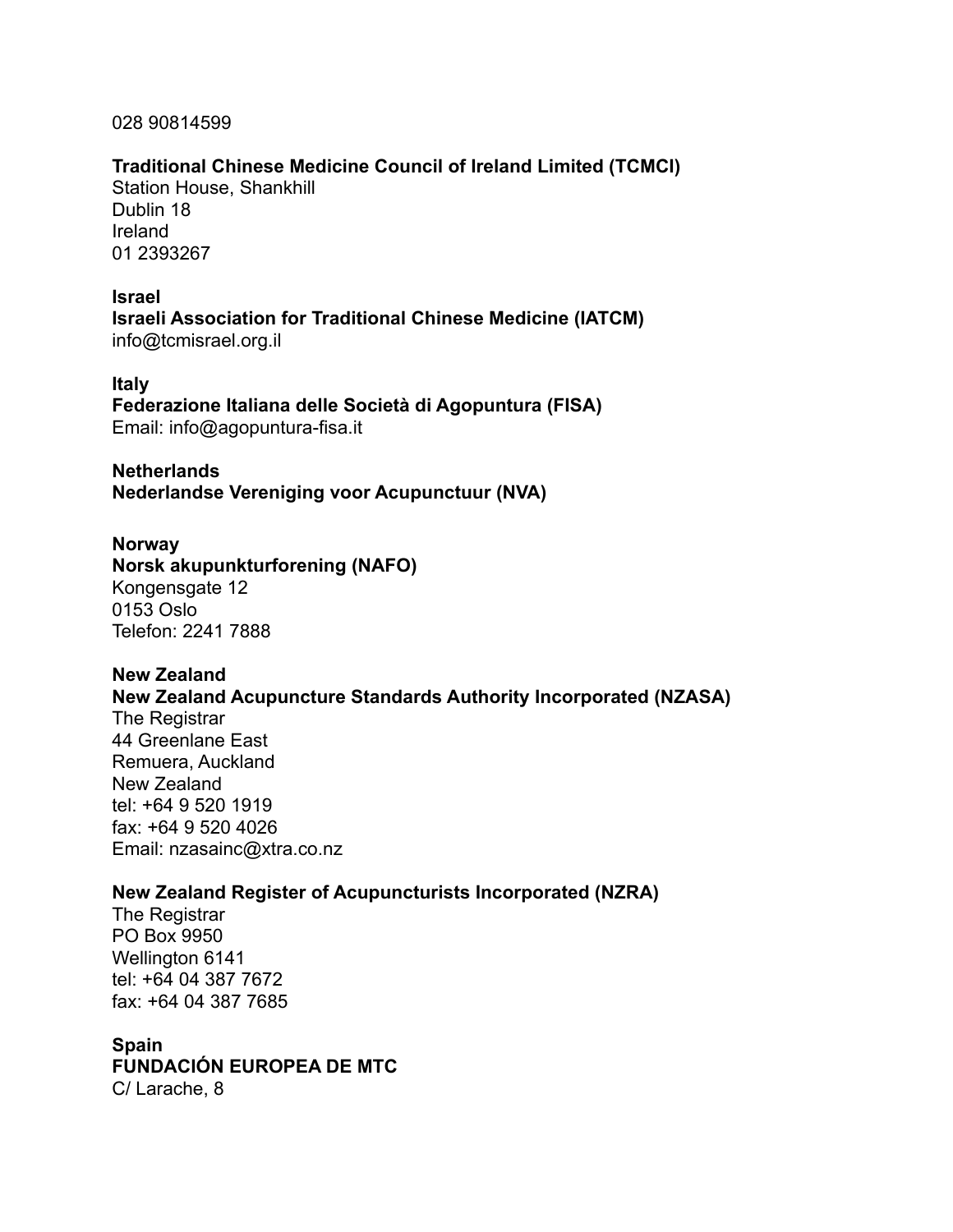028 90814599

**Traditional Chinese Medicine Council of Ireland Limited (TCMCI)**
Station House, Shankhill
Dublin 18
Ireland
01 2393267

**Israel**
**Israeli Association for Traditional Chinese Medicine (IATCM)**
info@tcmisrael.org.il

**Italy**
**Federazione Italiana delle Società di Agopuntura (FISA)**
Email: info@agopuntura-fisa.it

**Netherlands**
**Nederlandse Vereniging voor Acupunctuur (NVA)**

**Norway**
**Norsk akupunkturforening (NAFO)**
Kongensgate 12
0153 Oslo
Telefon: 2241 7888

**New Zealand**
**New Zealand Acupuncture Standards Authority Incorporated (NZASA)**
The Registrar
44 Greenlane East
Remuera, Auckland
New Zealand
tel: +64 9 520 1919
fax: +64 9 520 4026
Email: nzasainc@xtra.co.nz

**New Zealand Register of Acupuncturists Incorporated (NZRA)**
The Registrar
PO Box 9950
Wellington 6141
tel: +64 04 387 7672
fax: +64 04 387 7685

**Spain**
**FUNDACIÓN EUROPEA DE MTC**
C/ Larache, 8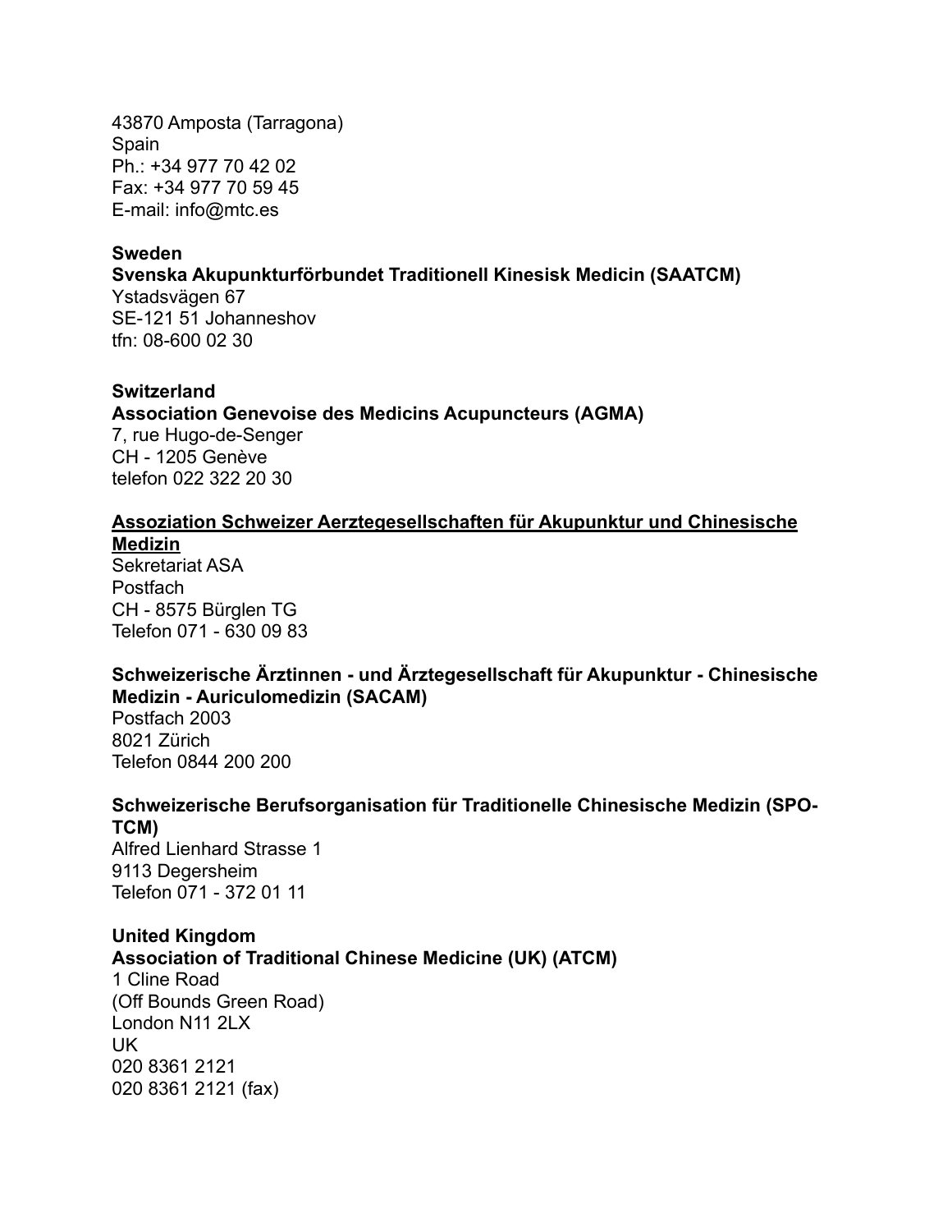43870 Amposta (Tarragona)
Spain
Ph.: +34 977 70 42 02
Fax: +34 977 70 59 45
E-mail: info@mtc.es

**Sweden**
**Svenska Akupunkturförbundet Traditionell Kinesisk Medicin (SAATCM)**
Ystadsvägen 67
SE-121 51 Johanneshov
tfn: 08-600 02 30

**Switzerland**
**Association Genevoise des Medicins Acupuncteurs (AGMA)**
7, rue Hugo-de-Senger
CH - 1205 Genève
telefon 022 322 20 30

**Assoziation Schweizer Aerztegesellschaften für Akupunktur und Chinesische Medizin**
Sekretariat ASA
Postfach
CH - 8575 Bürglen TG
Telefon 071 - 630 09 83

**Schweizerische Ärztinnen - und Ärztegesellschaft für Akupunktur - Chinesische Medizin - Auriculomedizin (SACAM)**
Postfach 2003
8021 Zürich
Telefon 0844 200 200

**Schweizerische Berufsorganisation für Traditionelle Chinesische Medizin (SPO-TCM)**
Alfred Lienhard Strasse 1
9113 Degersheim
Telefon 071 - 372 01 11

**United Kingdom**
**Association of Traditional Chinese Medicine (UK) (ATCM)**
1 Cline Road
(Off Bounds Green Road)
London N11 2LX
UK
020 8361 2121
020 8361 2121 (fax)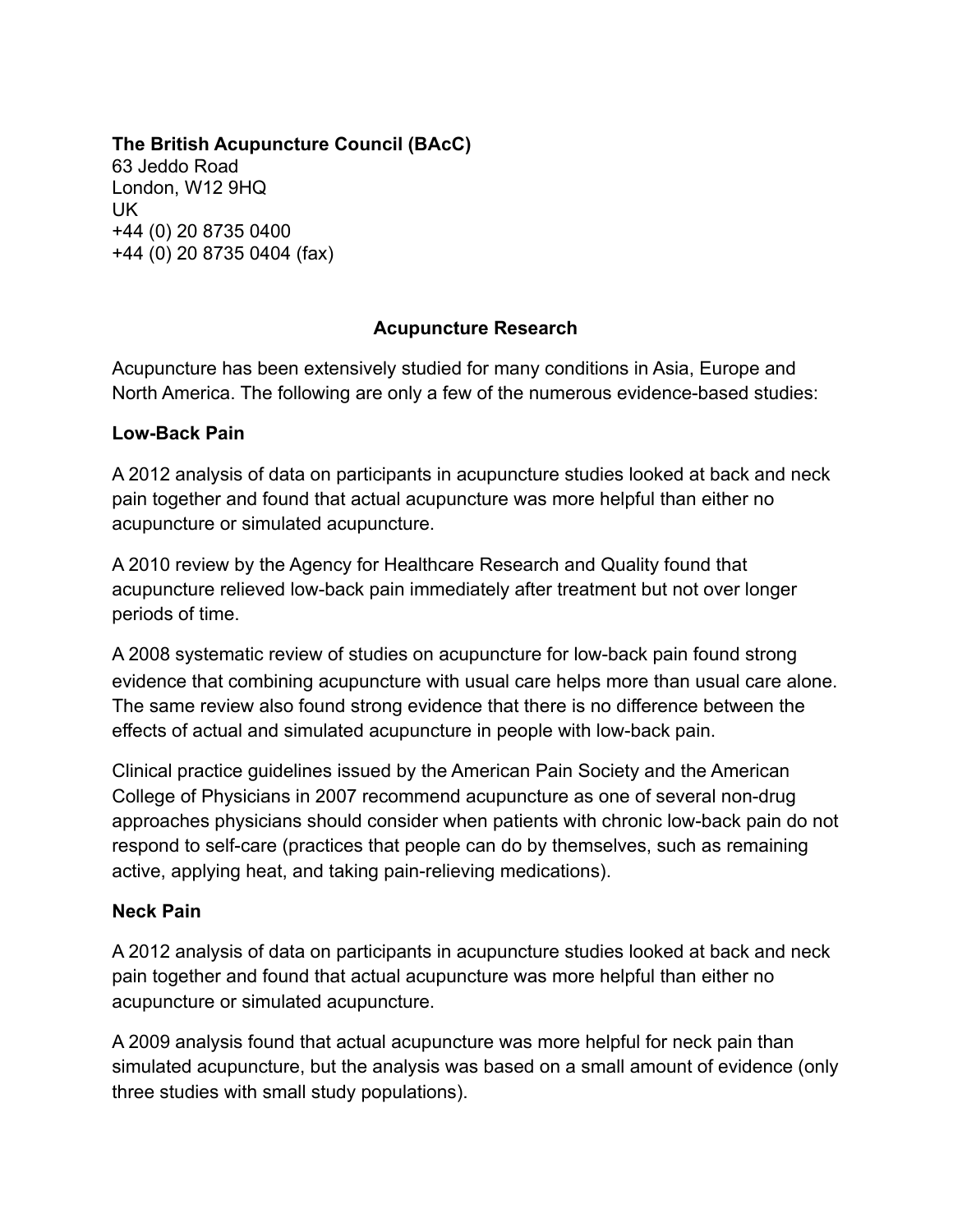**The British Acupuncture Council (BAcC)**
63 Jeddo Road
London, W12 9HQ
UK
+44 (0) 20 8735 0400
+44 (0) 20 8735 0404 (fax)

## Acupuncture Research

Acupuncture has been extensively studied for many conditions in Asia, Europe and North America. The following are only a few of the numerous evidence-based studies:

### Low-Back Pain

A 2012 analysis of data on participants in acupuncture studies looked at back and neck pain together and found that actual acupuncture was more helpful than either no acupuncture or simulated acupuncture.

A 2010 review by the Agency for Healthcare Research and Quality found that acupuncture relieved low-back pain immediately after treatment but not over longer periods of time.

A 2008 systematic review of studies on acupuncture for low-back pain found strong evidence that combining acupuncture with usual care helps more than usual care alone. The same review also found strong evidence that there is no difference between the effects of actual and simulated acupuncture in people with low-back pain.

Clinical practice guidelines issued by the American Pain Society and the American College of Physicians in 2007 recommend acupuncture as one of several non-drug approaches physicians should consider when patients with chronic low-back pain do not respond to self-care (practices that people can do by themselves, such as remaining active, applying heat, and taking pain-relieving medications).

### Neck Pain

A 2012 analysis of data on participants in acupuncture studies looked at back and neck pain together and found that actual acupuncture was more helpful than either no acupuncture or simulated acupuncture.

A 2009 analysis found that actual acupuncture was more helpful for neck pain than simulated acupuncture, but the analysis was based on a small amount of evidence (only three studies with small study populations).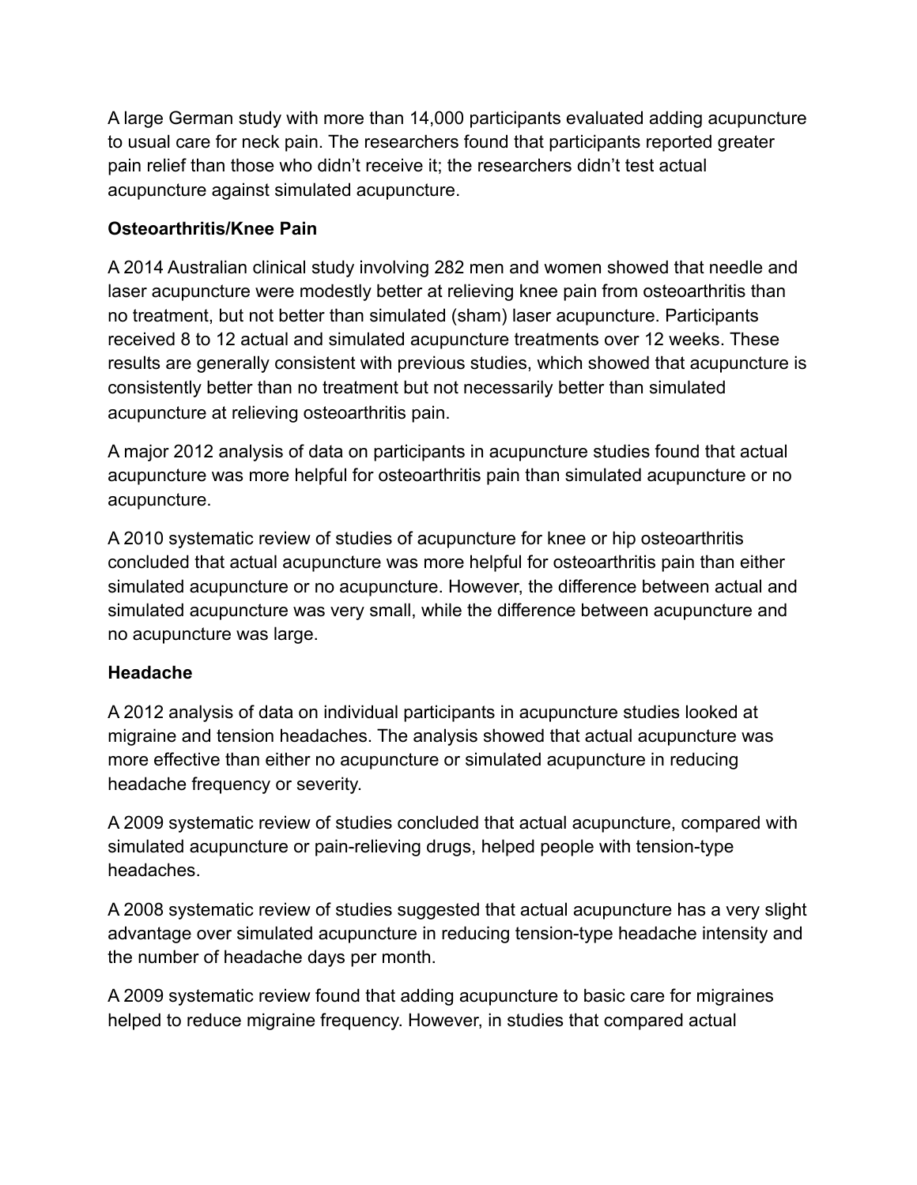A large German study with more than 14,000 participants evaluated adding acupuncture to usual care for neck pain. The researchers found that participants reported greater pain relief than those who didn't receive it; the researchers didn't test actual acupuncture against simulated acupuncture.

**Osteoarthritis/Knee Pain**

A 2014 Australian clinical study involving 282 men and women showed that needle and laser acupuncture were modestly better at relieving knee pain from osteoarthritis than no treatment, but not better than simulated (sham) laser acupuncture. Participants received 8 to 12 actual and simulated acupuncture treatments over 12 weeks. These results are generally consistent with previous studies, which showed that acupuncture is consistently better than no treatment but not necessarily better than simulated acupuncture at relieving osteoarthritis pain.

A major 2012 analysis of data on participants in acupuncture studies found that actual acupuncture was more helpful for osteoarthritis pain than simulated acupuncture or no acupuncture.

A 2010 systematic review of studies of acupuncture for knee or hip osteoarthritis concluded that actual acupuncture was more helpful for osteoarthritis pain than either simulated acupuncture or no acupuncture. However, the difference between actual and simulated acupuncture was very small, while the difference between acupuncture and no acupuncture was large.

**Headache**

A 2012 analysis of data on individual participants in acupuncture studies looked at migraine and tension headaches. The analysis showed that actual acupuncture was more effective than either no acupuncture or simulated acupuncture in reducing headache frequency or severity.

A 2009 systematic review of studies concluded that actual acupuncture, compared with simulated acupuncture or pain-relieving drugs, helped people with tension-type headaches.

A 2008 systematic review of studies suggested that actual acupuncture has a very slight advantage over simulated acupuncture in reducing tension-type headache intensity and the number of headache days per month.

A 2009 systematic review found that adding acupuncture to basic care for migraines helped to reduce migraine frequency. However, in studies that compared actual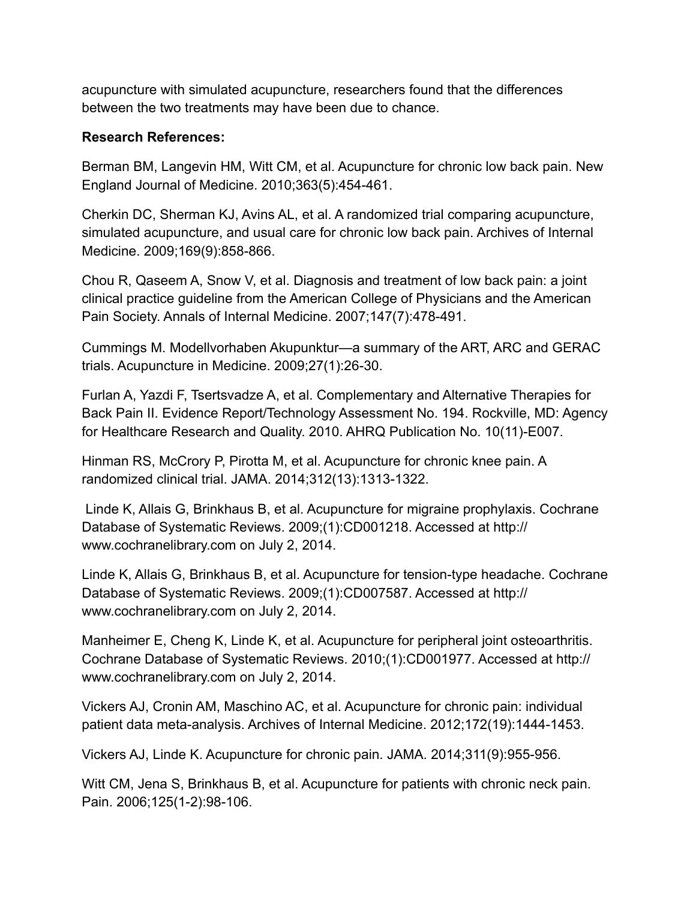acupuncture with simulated acupuncture, researchers found that the differences between the two treatments may have been due to chance.

**Research References:**

Berman BM, Langevin HM, Witt CM, et al. Acupuncture for chronic low back pain. New England Journal of Medicine. 2010;363(5):454-461.

Cherkin DC, Sherman KJ, Avins AL, et al. A randomized trial comparing acupuncture, simulated acupuncture, and usual care for chronic low back pain. Archives of Internal Medicine. 2009;169(9):858-866.

Chou R, Qaseem A, Snow V, et al. Diagnosis and treatment of low back pain: a joint clinical practice guideline from the American College of Physicians and the American Pain Society. Annals of Internal Medicine. 2007;147(7):478-491.

Cummings M. Modellvorhaben Akupunktur—a summary of the ART, ARC and GERAC trials. Acupuncture in Medicine. 2009;27(1):26-30.

Furlan A, Yazdi F, Tsertsvadze A, et al. Complementary and Alternative Therapies for Back Pain II. Evidence Report/Technology Assessment No. 194. Rockville, MD: Agency for Healthcare Research and Quality. 2010. AHRQ Publication No. 10(11)-E007.

Hinman RS, McCrory P, Pirotta M, et al. Acupuncture for chronic knee pain. A randomized clinical trial. JAMA. 2014;312(13):1313-1322.

Linde K, Allais G, Brinkhaus B, et al. Acupuncture for migraine prophylaxis. Cochrane Database of Systematic Reviews. 2009;(1):CD001218. Accessed at http://www.cochranelibrary.com on July 2, 2014.

Linde K, Allais G, Brinkhaus B, et al. Acupuncture for tension-type headache. Cochrane Database of Systematic Reviews. 2009;(1):CD007587. Accessed at http://www.cochranelibrary.com on July 2, 2014.

Manheimer E, Cheng K, Linde K, et al. Acupuncture for peripheral joint osteoarthritis. Cochrane Database of Systematic Reviews. 2010;(1):CD001977. Accessed at http://www.cochranelibrary.com on July 2, 2014.

Vickers AJ, Cronin AM, Maschino AC, et al. Acupuncture for chronic pain: individual patient data meta-analysis. Archives of Internal Medicine. 2012;172(19):1444-1453.

Vickers AJ, Linde K. Acupuncture for chronic pain. JAMA. 2014;311(9):955-956.

Witt CM, Jena S, Brinkhaus B, et al. Acupuncture for patients with chronic neck pain. Pain. 2006;125(1-2):98-106.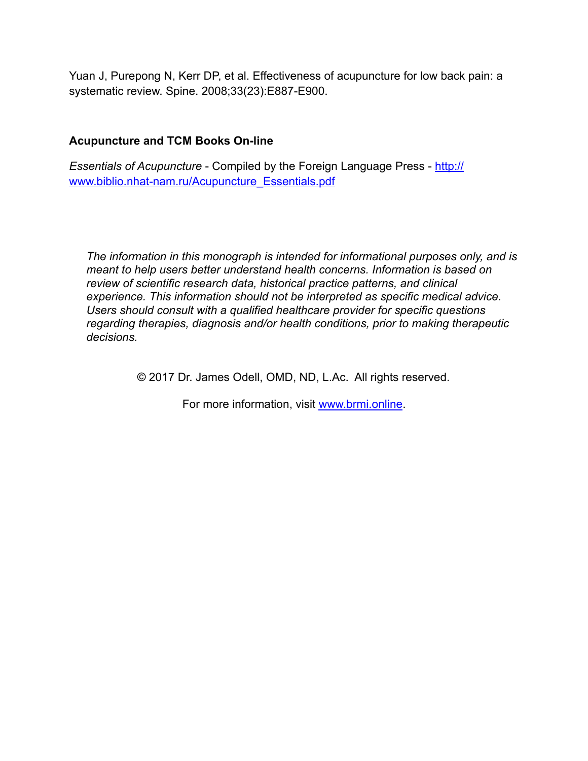Yuan J, Purepong N, Kerr DP, et al. Effectiveness of acupuncture for low back pain: a systematic review. Spine. 2008;33(23):E887-E900.

**Acupuncture and TCM Books On-line**

*Essentials of Acupuncture* - Compiled by the Foreign Language Press - http://www.biblio.nhat-nam.ru/Acupuncture_Essentials.pdf

*The information in this monograph is intended for informational purposes only, and is meant to help users better understand health concerns. Information is based on review of scientific research data, historical practice patterns, and clinical experience. This information should not be interpreted as specific medical advice. Users should consult with a qualified healthcare provider for specific questions regarding therapies, diagnosis and/or health conditions, prior to making therapeutic decisions.*

© 2017 Dr. James Odell, OMD, ND, L.Ac. All rights reserved.

For more information, visit www.brmi.online.